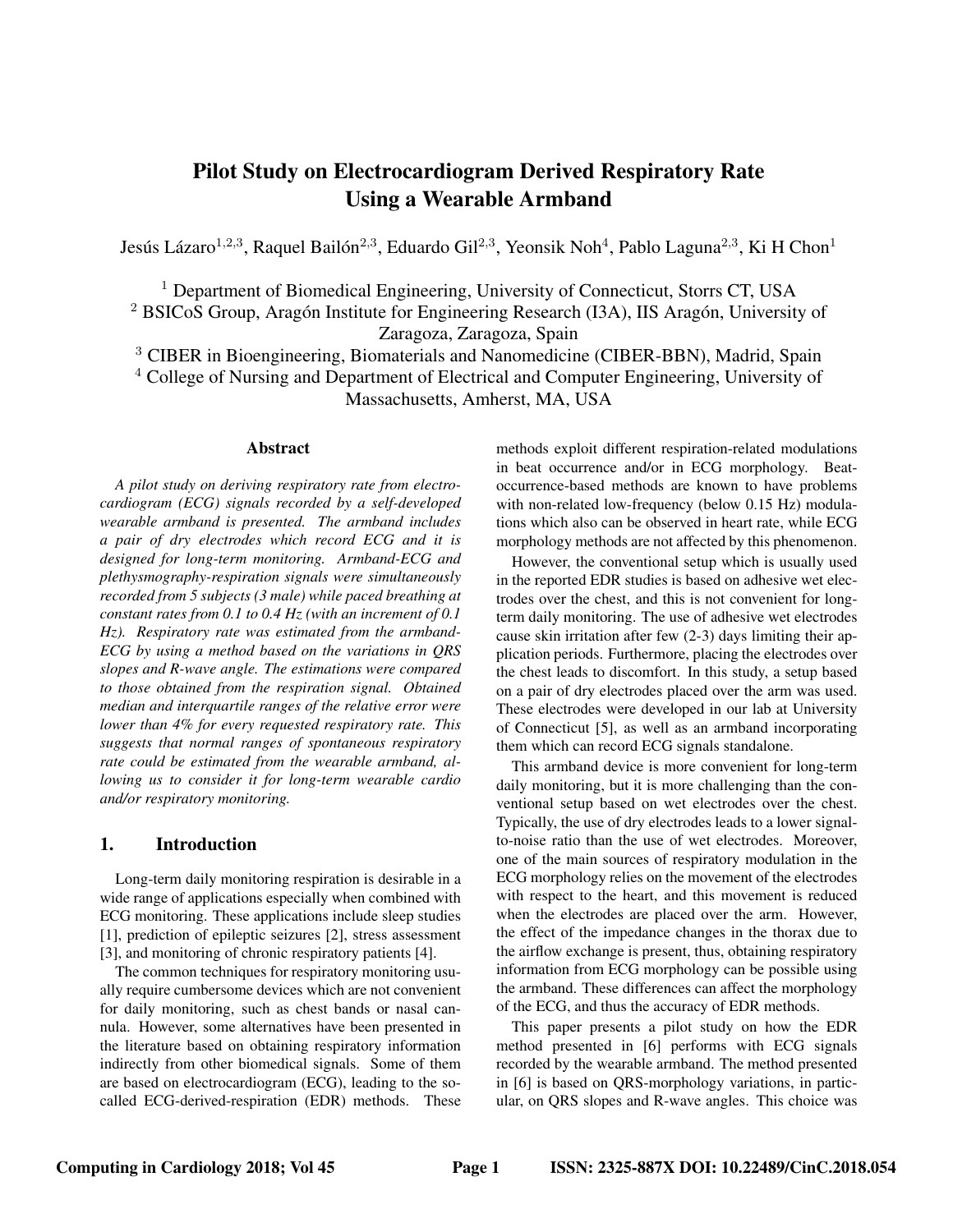# Pilot Study on Electrocardiogram Derived Respiratory Rate Using a Wearable Armband

Jesús Lázaro[1,2,3], Raquel Bailón[2,3], Eduardo Gil[2,3], Yeonsik Noh[4], Pablo Laguna[2,3], Ki H Chon[1]

[1] Department of Biomedical Engineering, University of Connecticut, Storrs CT, USA
[2] BSICoS Group, Aragón Institute for Engineering Research (I3A), IIS Aragón, University of Zaragoza, Zaragoza, Spain
[3] CIBER in Bioengineering, Biomaterials and Nanomedicine (CIBER-BBN), Madrid, Spain
[4] College of Nursing and Department of Electrical and Computer Engineering, University of Massachusetts, Amherst, MA, USA

## Abstract

*A pilot study on deriving respiratory rate from electrocardiogram (ECG) signals recorded by a self-developed wearable armband is presented. The armband includes a pair of dry electrodes which record ECG and it is designed for long-term monitoring. Armband-ECG and plethysmography-respiration signals were simultaneously recorded from 5 subjects (3 male) while paced breathing at constant rates from 0.1 to 0.4 Hz (with an increment of 0.1 Hz). Respiratory rate was estimated from the armband-ECG by using a method based on the variations in QRS slopes and R-wave angle. The estimations were compared to those obtained from the respiration signal. Obtained median and interquartile ranges of the relative error were lower than 4% for every requested respiratory rate. This suggests that normal ranges of spontaneous respiratory rate could be estimated from the wearable armband, allowing us to consider it for long-term wearable cardio and/or respiratory monitoring.*

## 1. Introduction

Long-term daily monitoring respiration is desirable in a wide range of applications especially when combined with ECG monitoring. These applications include sleep studies [1], prediction of epileptic seizures [2], stress assessment [3], and monitoring of chronic respiratory patients [4].

The common techniques for respiratory monitoring usually require cumbersome devices which are not convenient for daily monitoring, such as chest bands or nasal cannula. However, some alternatives have been presented in the literature based on obtaining respiratory information indirectly from other biomedical signals. Some of them are based on electrocardiogram (ECG), leading to the so-called ECG-derived-respiration (EDR) methods. These methods exploit different respiration-related modulations in beat occurrence and/or in ECG morphology. Beat-occurrence-based methods are known to have problems with non-related low-frequency (below 0.15 Hz) modulations which also can be observed in heart rate, while ECG morphology methods are not affected by this phenomenon.

However, the conventional setup which is usually used in the reported EDR studies is based on adhesive wet electrodes over the chest, and this is not convenient for long-term daily monitoring. The use of adhesive wet electrodes cause skin irritation after few (2-3) days limiting their application periods. Furthermore, placing the electrodes over the chest leads to discomfort. In this study, a setup based on a pair of dry electrodes placed over the arm was used. These electrodes were developed in our lab at University of Connecticut [5], as well as an armband incorporating them which can record ECG signals standalone.

This armband device is more convenient for long-term daily monitoring, but it is more challenging than the conventional setup based on wet electrodes over the chest. Typically, the use of dry electrodes leads to a lower signal-to-noise ratio than the use of wet electrodes. Moreover, one of the main sources of respiratory modulation in the ECG morphology relies on the movement of the electrodes with respect to the heart, and this movement is reduced when the electrodes are placed over the arm. However, the effect of the impedance changes in the thorax due to the airflow exchange is present, thus, obtaining respiratory information from ECG morphology can be possible using the armband. These differences can affect the morphology of the ECG, and thus the accuracy of EDR methods.

This paper presents a pilot study on how the EDR method presented in [6] performs with ECG signals recorded by the wearable armband. The method presented in [6] is based on QRS-morphology variations, in particular, on QRS slopes and R-wave angles. This choice was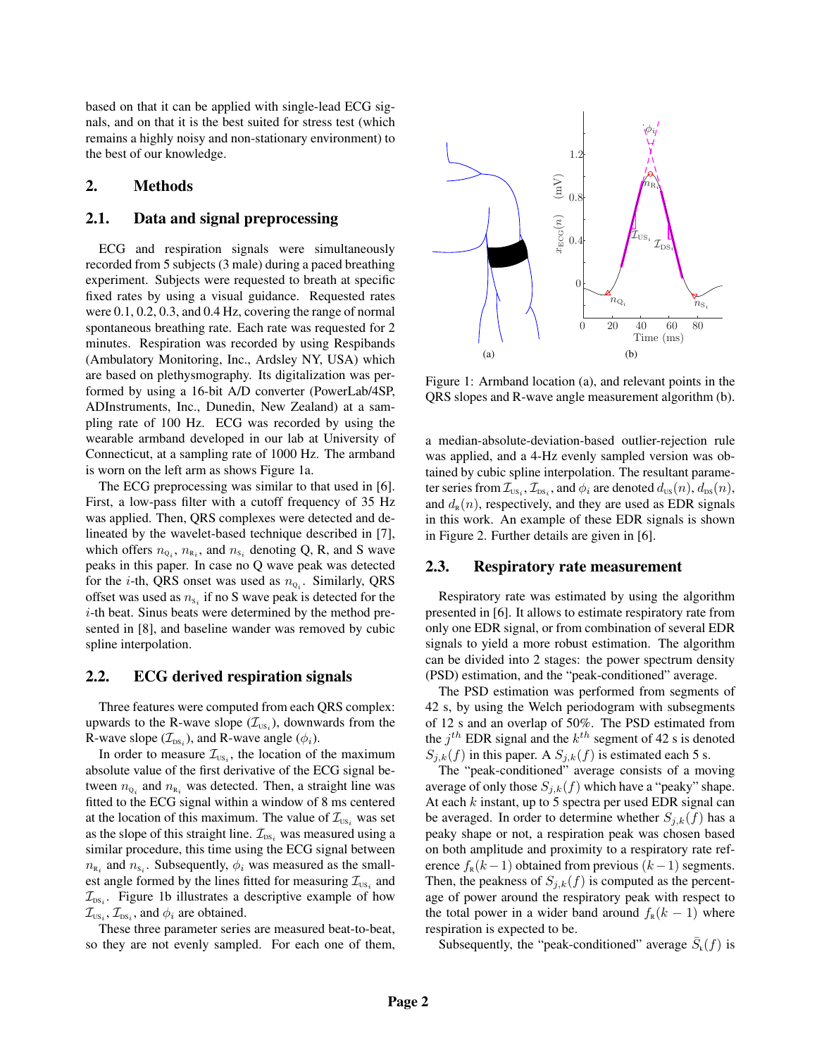based on that it can be applied with single-lead ECG signals, and on that it is the best suited for stress test (which remains a highly noisy and non-stationary environment) to the best of our knowledge.

## 2. Methods

### 2.1. Data and signal preprocessing

ECG and respiration signals were simultaneously recorded from 5 subjects (3 male) during a paced breathing experiment. Subjects were requested to breath at specific fixed rates by using a visual guidance. Requested rates were 0.1, 0.2, 0.3, and 0.4 Hz, covering the range of normal spontaneous breathing rate. Each rate was requested for 2 minutes. Respiration was recorded by using Respibands (Ambulatory Monitoring, Inc., Ardsley NY, USA) which are based on plethysmography. Its digitalization was performed by using a 16-bit A/D converter (PowerLab/4SP, ADInstruments, Inc., Dunedin, New Zealand) at a sampling rate of 100 Hz. ECG was recorded by using the wearable armband developed in our lab at University of Connecticut, at a sampling rate of 1000 Hz. The armband is worn on the left arm as shows Figure 1a.

The ECG preprocessing was similar to that used in [6]. First, a low-pass filter with a cutoff frequency of 35 Hz was applied. Then, QRS complexes were detected and delineated by the wavelet-based technique described in [7], which offers $n_{Q_i}$, $n_{R_i}$, and $n_{S_i}$ denoting Q, R, and S wave peaks in this paper. In case no Q wave peak was detected for the $i$-th, QRS onset was used as $n_{Q_i}$. Similarly, QRS offset was used as $n_{S_i}$ if no S wave peak is detected for the $i$-th beat. Sinus beats were determined by the method presented in [8], and baseline wander was removed by cubic spline interpolation.

### 2.2. ECG derived respiration signals

Three features were computed from each QRS complex: upwards to the R-wave slope ($\mathcal{I}_{US_i}$), downwards from the R-wave slope ($\mathcal{I}_{DS_i}$), and R-wave angle ($\phi_i$).

In order to measure $\mathcal{I}_{US_i}$, the location of the maximum absolute value of the first derivative of the ECG signal between $n_{Q_i}$ and $n_{R_i}$ was detected. Then, a straight line was fitted to the ECG signal within a window of 8 ms centered at the location of this maximum. The value of $\mathcal{I}_{US_i}$ was set as the slope of this straight line. $\mathcal{I}_{DS_i}$ was measured using a similar procedure, this time using the ECG signal between $n_{R_i}$ and $n_{S_i}$. Subsequently, $\phi_i$ was measured as the smallest angle formed by the lines fitted for measuring $\mathcal{I}_{US_i}$ and $\mathcal{I}_{DS_i}$. Figure 1b illustrates a descriptive example of how $\mathcal{I}_{US_i}$, $\mathcal{I}_{DS_i}$, and $\phi_i$ are obtained.

These three parameter series are measured beat-to-beat, so they are not evenly sampled. For each one of them, a median-absolute-deviation-based outlier-rejection rule was applied, and a 4-Hz evenly sampled version was obtained by cubic spline interpolation. The resultant parameter series from $\mathcal{I}_{US_i}$, $\mathcal{I}_{DS_i}$, and $\phi_i$ are denoted $d_{US}(n)$, $d_{DS}(n)$, and $d_{R}(n)$, respectively, and they are used as EDR signals in this work. An example of these EDR signals is shown in Figure 2. Further details are given in [6].

Figure 1: Armband location (a), and relevant points in the QRS slopes and R-wave angle measurement algorithm (b).

### 2.3. Respiratory rate measurement

Respiratory rate was estimated by using the algorithm presented in [6]. It allows to estimate respiratory rate from only one EDR signal, or from combination of several EDR signals to yield a more robust estimation. The algorithm can be divided into 2 stages: the power spectrum density (PSD) estimation, and the "peak-conditioned" average.

The PSD estimation was performed from segments of 42 s, by using the Welch periodogram with subsegments of 12 s and an overlap of 50%. The PSD estimated from the $j^{th}$ EDR signal and the $k^{th}$ segment of 42 s is denoted $S_{j,k}(f)$ in this paper. A $S_{j,k}(f)$ is estimated each 5 s.

The "peak-conditioned" average consists of a moving average of only those $S_{j,k}(f)$ which have a "peaky" shape. At each $k$ instant, up to 5 spectra per used EDR signal can be averaged. In order to determine whether $S_{j,k}(f)$ has a peaky shape or not, a respiration peak was chosen based on both amplitude and proximity to a respiratory rate reference $f_{R}(k-1)$ obtained from previous $(k-1)$ segments. Then, the peakness of $S_{j,k}(f)$ is computed as the percentage of power around the respiratory peak with respect to the total power in a wider band around $f_{R}(k-1)$ where respiration is expected to be.

Subsequently, the "peak-conditioned" average $\bar{S}_{k}(f)$ is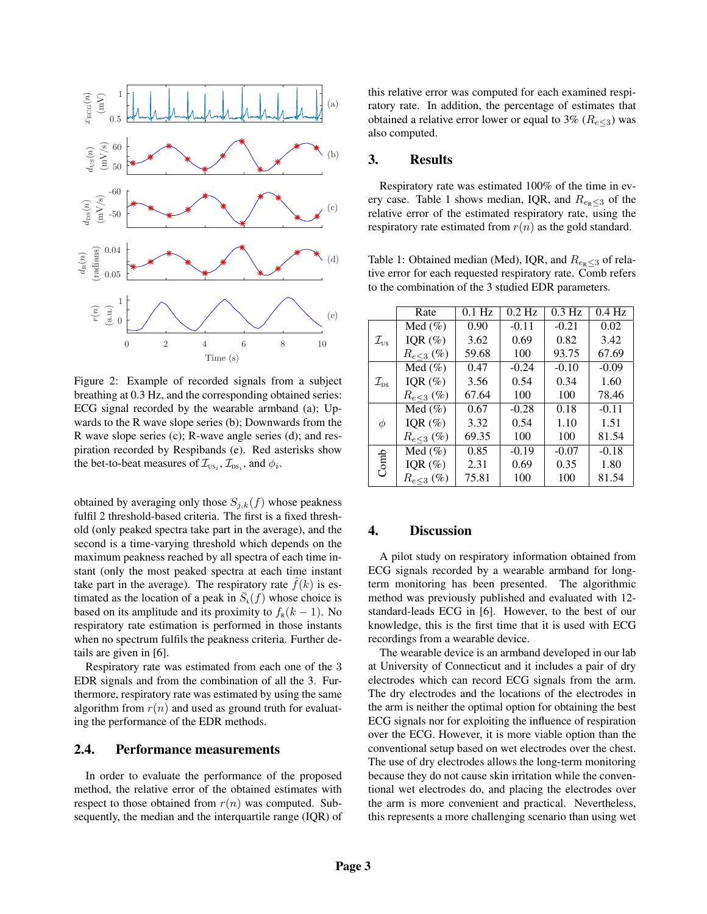Figure 2: Example of recorded signals from a subject breathing at 0.3 Hz, and the corresponding obtained series: ECG signal recorded by the wearable armband (a); Upwards to the R wave slope series (b); Downwards from the R wave slope series (c); R-wave angle series (d); and respiration recorded by Respibands (e). Red asterisks show the bet-to-beat measures of $\mathcal{I}_{\mathrm{US}_i}$, $\mathcal{I}_{\mathrm{DS}_i}$, and $\phi_i$.

obtained by averaging only those $S_{j,k}(f)$ whose peakness fulfil 2 threshold-based criteria. The first is a fixed threshold (only peaked spectra take part in the average), and the second is a time-varying threshold which depends on the maximum peakness reached by all spectra of each time instant (only the most peaked spectra at each time instant take part in the average). The respiratory rate $\hat{f}(k)$ is estimated as the location of a peak in $\bar{S}_k(f)$ whose choice is based on its amplitude and its proximity to $f_R(k-1)$. No respiratory rate estimation is performed in those instants when no spectrum fulfils the peakness criteria. Further details are given in [6].

Respiratory rate was estimated from each one of the 3 EDR signals and from the combination of all the 3. Furthermore, respiratory rate was estimated by using the same algorithm from $r(n)$ and used as ground truth for evaluating the performance of the EDR methods.

## 2.4. Performance measurements

In order to evaluate the performance of the proposed method, the relative error of the obtained estimates with respect to those obtained from $r(n)$ was computed. Subsequently, the median and the interquartile range (IQR) of this relative error was computed for each examined respiratory rate. In addition, the percentage of estimates that obtained a relative error lower or equal to 3% ($R_{e\leq 3}$) was also computed.

# 3. Results

Respiratory rate was estimated 100% of the time in every case. Table 1 shows median, IQR, and $R_{e_R\leq 3}$ of the relative error of the estimated respiratory rate, using the respiratory rate estimated from $r(n)$ as the gold standard.

Table 1: Obtained median (Med), IQR, and $R_{e_R\leq 3}$ of relative error for each requested respiratory rate. Comb refers to the combination of the 3 studied EDR parameters.

| | Rate | 0.1 Hz | 0.2 Hz | 0.3 Hz | 0.4 Hz |
|---|---|---|---|---|---|
| $\mathcal{I}_{\mathrm{US}}$ | Med (%) | 0.90 | -0.11 | -0.21 | 0.02 |
| | IQR (%) | 3.62 | 0.69 | 0.82 | 3.42 |
| | $R_{e\leq 3}$ (%) | 59.68 | 100 | 93.75 | 67.69 |
| $\mathcal{I}_{\mathrm{DS}}$ | Med (%) | 0.47 | -0.24 | -0.10 | -0.09 |
| | IQR (%) | 3.56 | 0.54 | 0.34 | 1.60 |
| | $R_{e\leq 3}$ (%) | 67.64 | 100 | 100 | 78.46 |
| $\phi$ | Med (%) | 0.67 | -0.28 | 0.18 | -0.11 |
| | IQR (%) | 3.32 | 0.54 | 1.10 | 1.51 |
| | $R_{e\leq 3}$ (%) | 69.35 | 100 | 100 | 81.54 |
| Comb | Med (%) | 0.85 | -0.19 | -0.07 | -0.18 |
| | IQR (%) | 2.31 | 0.69 | 0.35 | 1.80 |
| | $R_{e\leq 3}$ (%) | 75.81 | 100 | 100 | 81.54 |

# 4. Discussion

A pilot study on respiratory information obtained from ECG signals recorded by a wearable armband for long-term monitoring has been presented. The algorithmic method was previously published and evaluated with 12-standard-leads ECG in [6]. However, to the best of our knowledge, this is the first time that it is used with ECG recordings from a wearable device.

The wearable device is an armband developed in our lab at University of Connecticut and it includes a pair of dry electrodes which can record ECG signals from the arm. The dry electrodes and the locations of the electrodes in the arm is neither the optimal option for obtaining the best ECG signals nor for exploiting the influence of respiration over the ECG. However, it is more viable option than the conventional setup based on wet electrodes over the chest. The use of dry electrodes allows the long-term monitoring because they do not cause skin irritation while the conventional wet electrodes do, and placing the electrodes over the arm is more convenient and practical. Nevertheless, this represents a more challenging scenario than using wet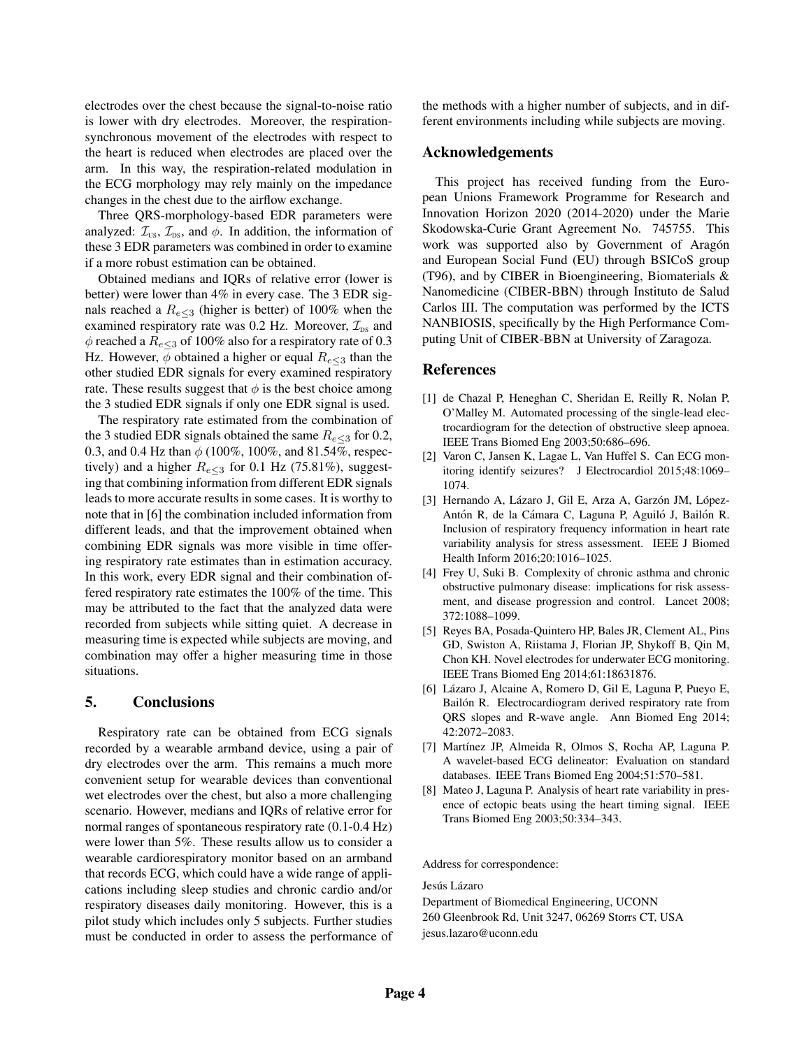electrodes over the chest because the signal-to-noise ratio is lower with dry electrodes. Moreover, the respiration-synchronous movement of the electrodes with respect to the heart is reduced when electrodes are placed over the arm. In this way, the respiration-related modulation in the ECG morphology may rely mainly on the impedance changes in the chest due to the airflow exchange.

Three QRS-morphology-based EDR parameters were analyzed: $\mathcal{I}_{\text{US}}$, $\mathcal{I}_{\text{DS}}$, and $\phi$. In addition, the information of these 3 EDR parameters was combined in order to examine if a more robust estimation can be obtained.

Obtained medians and IQRs of relative error (lower is better) were lower than 4% in every case. The 3 EDR signals reached a $R_{e\leq3}$ (higher is better) of 100% when the examined respiratory rate was 0.2 Hz. Moreover, $\mathcal{I}_{\text{DS}}$ and $\phi$ reached a $R_{e\leq3}$ of 100% also for a respiratory rate of 0.3 Hz. However, $\phi$ obtained a higher or equal $R_{e\leq3}$ than the other studied EDR signals for every examined respiratory rate. These results suggest that $\phi$ is the best choice among the 3 studied EDR signals if only one EDR signal is used.

The respiratory rate estimated from the combination of the 3 studied EDR signals obtained the same $R_{e\leq3}$ for 0.2, 0.3, and 0.4 Hz than $\phi$ (100%, 100%, and 81.54%, respectively) and a higher $R_{e\leq3}$ for 0.1 Hz (75.81%), suggesting that combining information from different EDR signals leads to more accurate results in some cases. It is worthy to note that in [6] the combination included information from different leads, and that the improvement obtained when combining EDR signals was more visible in time offering respiratory rate estimates than in estimation accuracy. In this work, every EDR signal and their combination offered respiratory rate estimates the 100% of the time. This may be attributed to the fact that the analyzed data were recorded from subjects while sitting quiet. A decrease in measuring time is expected while subjects are moving, and combination may offer a higher measuring time in those situations.

## 5. Conclusions

Respiratory rate can be obtained from ECG signals recorded by a wearable armband device, using a pair of dry electrodes over the arm. This remains a much more convenient setup for wearable devices than conventional wet electrodes over the chest, but also a more challenging scenario. However, medians and IQRs of relative error for normal ranges of spontaneous respiratory rate (0.1-0.4 Hz) were lower than 5%. These results allow us to consider a wearable cardiorespiratory monitor based on an armband that records ECG, which could have a wide range of applications including sleep studies and chronic cardio and/or respiratory diseases daily monitoring. However, this is a pilot study which includes only 5 subjects. Further studies must be conducted in order to assess the performance of the methods with a higher number of subjects, and in different environments including while subjects are moving.

## Acknowledgements

This project has received funding from the European Unions Framework Programme for Research and Innovation Horizon 2020 (2014-2020) under the Marie Skodowska-Curie Grant Agreement No. 745755. This work was supported also by Government of Aragón and European Social Fund (EU) through BSICoS group (T96), and by CIBER in Bioengineering, Biomaterials & Nanomedicine (CIBER-BBN) through Instituto de Salud Carlos III. The computation was performed by the ICTS NANBIOSIS, specifically by the High Performance Computing Unit of CIBER-BBN at University of Zaragoza.

## References

[1] de Chazal P, Heneghan C, Sheridan E, Reilly R, Nolan P, O'Malley M. Automated processing of the single-lead electrocardiogram for the detection of obstructive sleep apnoea. IEEE Trans Biomed Eng 2003;50:686–696.

[2] Varon C, Jansen K, Lagae L, Van Huffel S. Can ECG monitoring identify seizures? J Electrocardiol 2015;48:1069–1074.

[3] Hernando A, Lázaro J, Gil E, Arza A, Garzón JM, López-Antón R, de la Cámara C, Laguna P, Aguiló J, Bailón R. Inclusion of respiratory frequency information in heart rate variability analysis for stress assessment. IEEE J Biomed Health Inform 2016;20:1016–1025.

[4] Frey U, Suki B. Complexity of chronic asthma and chronic obstructive pulmonary disease: implications for risk assessment, and disease progression and control. Lancet 2008; 372:1088–1099.

[5] Reyes BA, Posada-Quintero HP, Bales JR, Clement AL, Pins GD, Swiston A, Riistama J, Florian JP, Shykoff B, Qin M, Chon KH. Novel electrodes for underwater ECG monitoring. IEEE Trans Biomed Eng 2014;61:18631876.

[6] Lázaro J, Alcaine A, Romero D, Gil E, Laguna P, Pueyo E, Bailón R. Electrocardiogram derived respiratory rate from QRS slopes and R-wave angle. Ann Biomed Eng 2014; 42:2072–2083.

[7] Martínez JP, Almeida R, Olmos S, Rocha AP, Laguna P. A wavelet-based ECG delineator: Evaluation on standard databases. IEEE Trans Biomed Eng 2004;51:570–581.

[8] Mateo J, Laguna P. Analysis of heart rate variability in presence of ectopic beats using the heart timing signal. IEEE Trans Biomed Eng 2003;50:334–343.

Address for correspondence:

Jesús Lázaro

Department of Biomedical Engineering, UCONN

260 Gleenbrook Rd, Unit 3247, 06269 Storrs CT, USA

jesus.lazaro@uconn.edu